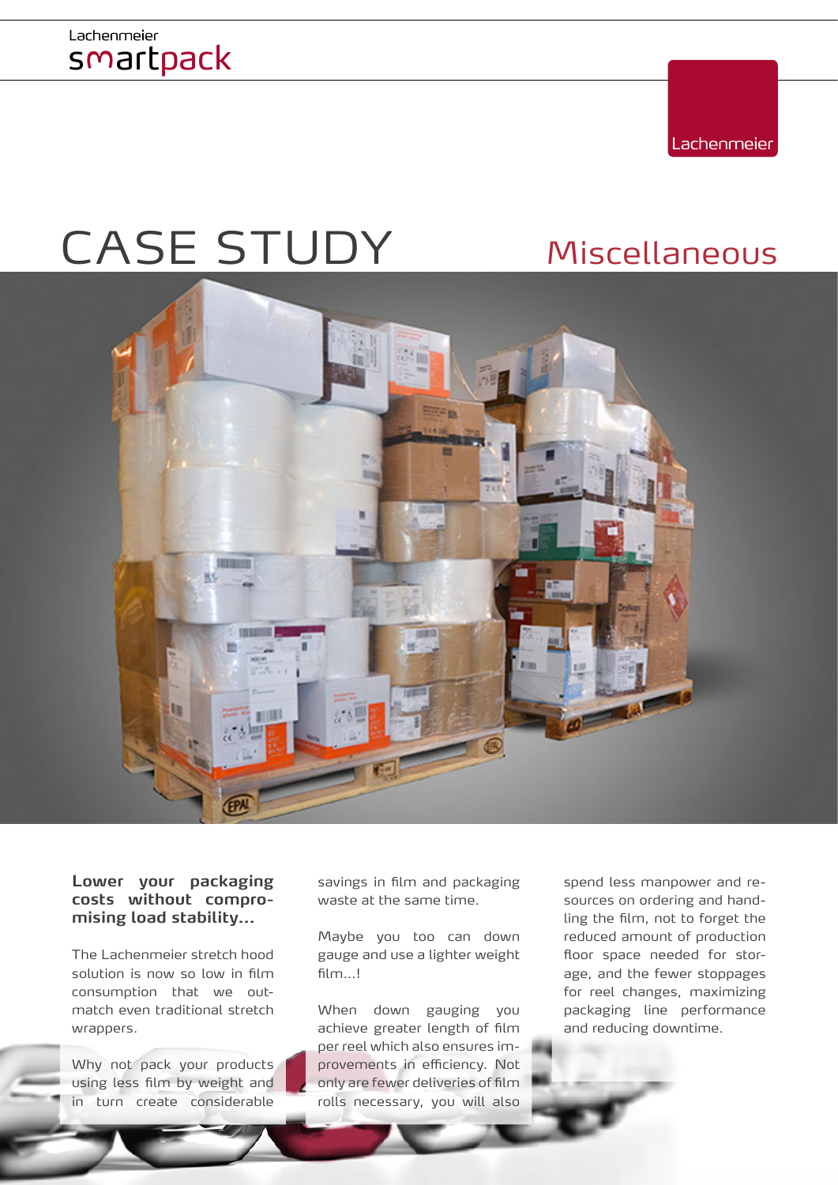Lachenmeier
smartpack

Lachenmeier

# CASE STUDY

## Miscellaneous

**Lower your packaging costs without compromising load stability...**

The Lachenmeier stretch hood solution is now so low in film consumption that we outmatch even traditional stretch wrappers.

Why not pack your products using less film by weight and in turn create considerable savings in film and packaging waste at the same time.

Maybe you too can down gauge and use a lighter weight film...!

When down gauging you achieve greater length of film per reel which also ensures improvements in efficiency. Not only are fewer deliveries of film rolls necessary, you will also spend less manpower and resources on ordering and handling the film, not to forget the reduced amount of production floor space needed for storage, and the fewer stoppages for reel changes, maximizing packaging line performance and reducing downtime.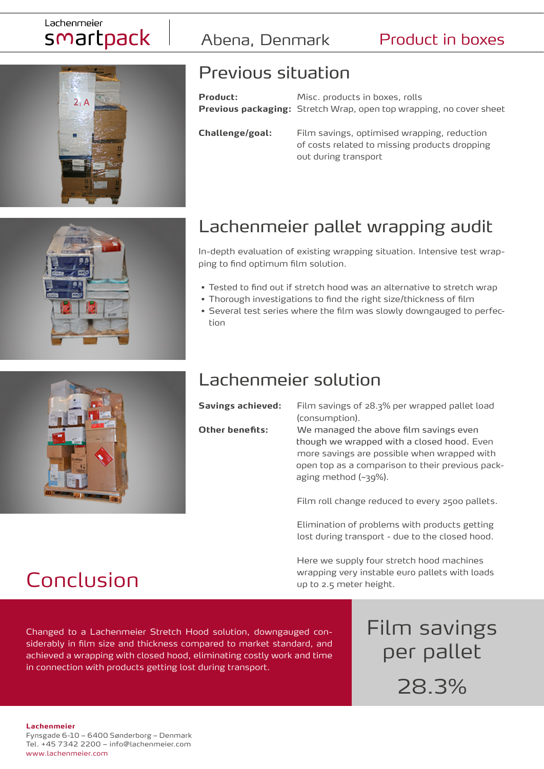Lachenmeier smartpack | Abena, Denmark | Product in boxes

## Previous situation

**Product:** Misc. products in boxes, rolls
**Previous packaging:** Stretch Wrap, open top wrapping, no cover sheet

**Challenge/goal:** Film savings, optimised wrapping, reduction of costs related to missing products dropping out during transport

## Lachenmeier pallet wrapping audit

In-depth evaluation of existing wrapping situation. Intensive test wrapping to find optimum film solution.

- Tested to find out if stretch hood was an alternative to stretch wrap
- Thorough investigations to find the right size/thickness of film
- Several test series where the film was slowly downgauged to perfection

## Lachenmeier solution

**Savings achieved:** Film savings of 28.3% per wrapped pallet load (consumption).

**Other benefits:** We managed the above film savings even though we wrapped with a closed hood. Even more savings are possible when wrapped with open top as a comparison to their previous packaging method (~39%).

Film roll change reduced to every 2500 pallets.

Elimination of problems with products getting lost during transport - due to the closed hood.

Here we supply four stretch hood machines wrapping very instable euro pallets with loads up to 2.5 meter height.

## Conclusion

Changed to a Lachenmeier Stretch Hood solution, downgauged considerably in film size and thickness compared to market standard, and achieved a wrapping with closed hood, eliminating costly work and time in connection with products getting lost during transport.

Film savings per pallet

28.3%

**Lachenmeier**
Fynsgade 6-10 – 6400 Sønderborg – Denmark
Tel. +45 7342 2200 – info@lachenmeier.com
www.lachenmeier.com